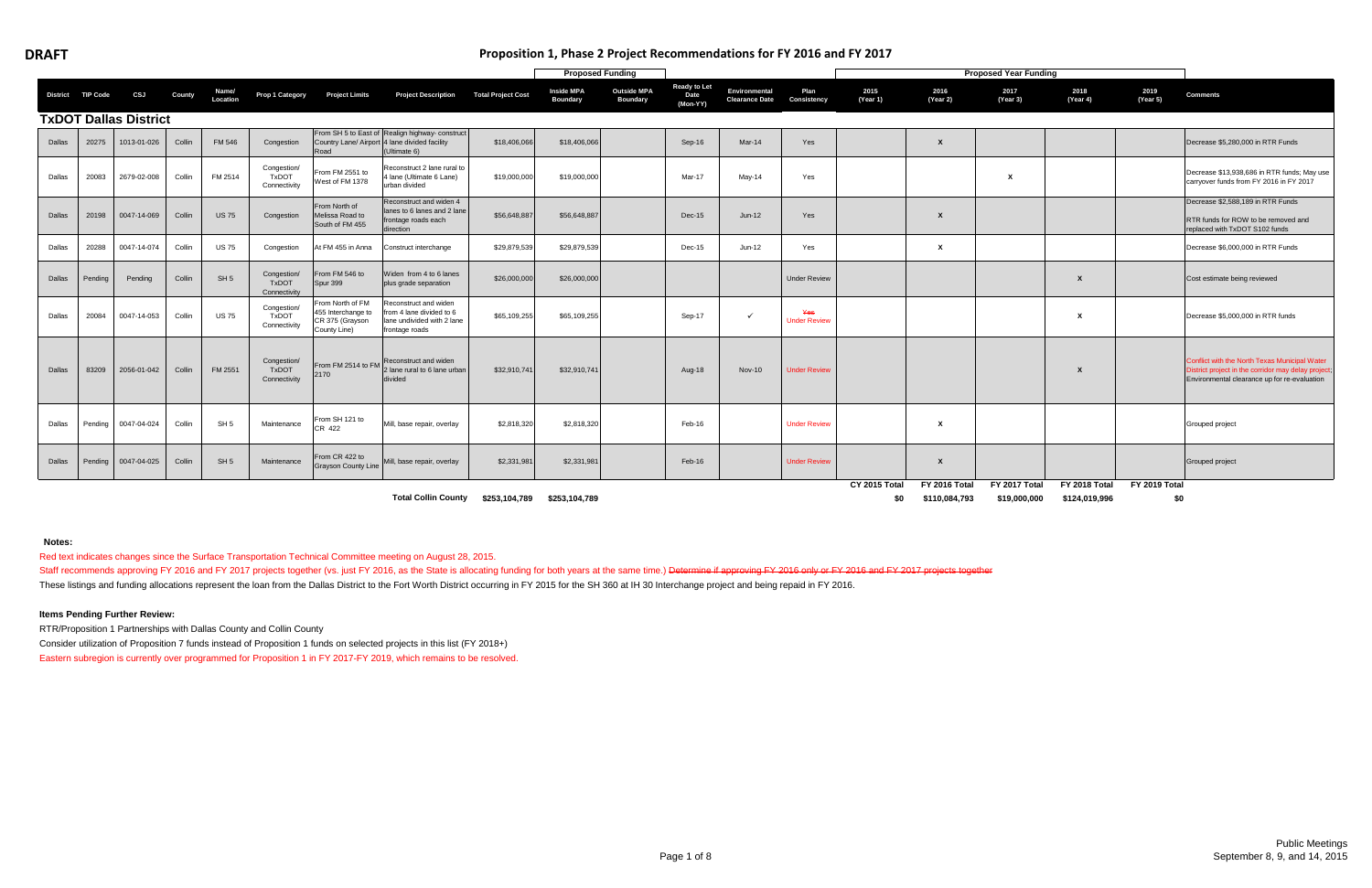**DRAFT**

# Proposition 1, Phase 2 Project Recommendations for FY 2016 and FY 2017

| District | TIP Code | CSJ | County | Name/ Location | Prop 1 Category | Project Limits | Project Description | Total Project Cost | Proposed Funding | | Ready to Let Date (Mon-YY) | Environmental Clearance Date | Plan Consistency | Proposed Year Funding | | | | | Comments |
|---|---|---|---|---|---|---|---|---|---|---|---|---|---|---|---|---|---|---|---|
| | | | | | | | | | Inside MPA Boundary | Outside MPA Boundary | | | | 2015 (Year 1) | 2016 (Year 2) | 2017 (Year 3) | 2018 (Year 4) | 2019 (Year 5) | |
| **TxDOT Dallas District** | | | | | | | | | | | | | | | | | | | |
| Dallas | 20275 | 1013-01-026 | Collin | FM 546 | Congestion | From SH 5 to East of Country Lane/ Airport Road | Realign highway- construct 4 lane divided facility (Ultimate 6) | $18,406,066 | $18,406,066 | | Sep-16 | Mar-14 | Yes | | X | | | | Decrease $5,280,000 in RTR Funds |
| Dallas | 20083 | 2679-02-008 | Collin | FM 2514 | Congestion/ TxDOT Connectivity | From FM 2551 to West of FM 1378 | Reconstruct 2 lane rural to 4 lane (Ultimate 6 Lane) urban divided | $19,000,000 | $19,000,000 | | Mar-17 | May-14 | Yes | | | X | | | Decrease $13,938,686 in RTR funds; May use carryover funds from FY 2016 in FY 2017 |
| Dallas | 20198 | 0047-14-069 | Collin | US 75 | Congestion | From North of Melissa Road to South of FM 455 | Reconstruct and widen 4 lanes to 6 lanes and 2 lane frontage roads each direction | $56,648,887 | $56,648,887 | | Dec-15 | Jun-12 | Yes | | X | | | | Decrease $2,588,189 in RTR Funds<br><br>RTR funds for ROW to be removed and replaced with TxDOT S102 funds |
| Dallas | 20288 | 0047-14-074 | Collin | US 75 | Congestion | At FM 455 in Anna | Construct interchange | $29,879,539 | $29,879,539 | | Dec-15 | Jun-12 | Yes | | X | | | | Decrease $6,000,000 in RTR Funds |
| Dallas | Pending | Pending | Collin | SH 5 | Congestion/ TxDOT Connectivity | From FM 546 to Spur 399 | Widen from 4 to 6 lanes plus grade separation | $26,000,000 | $26,000,000 | | | | Under Review | | | | X | | Cost estimate being reviewed |
| Dallas | 20084 | 0047-14-053 | Collin | US 75 | Congestion/ TxDOT Connectivity | From North of FM 455 Interchange to CR 375 (Grayson County Line) | Reconstruct and widen from 4 lane divided to 6 lane undivided with 2 lane frontage roads | $65,109,255 | $65,109,255 | | Sep-17 | ✓ | ~~Yes~~ Under Review | | | | X | | Decrease $5,000,000 in RTR funds |
| Dallas | 83209 | 2056-01-042 | Collin | FM 2551 | Congestion/ TxDOT Connectivity | From FM 2514 to FM 2170 | Reconstruct and widen 2 lane rural to 6 lane urban divided | $32,910,741 | $32,910,741 | | Aug-18 | Nov-10 | Under Review | | | | X | | Conflict with the North Texas Municipal Water District project in the corridor may delay project; Environmental clearance up for re-evaluation |
| Dallas | Pending | 0047-04-024 | Collin | SH 5 | Maintenance | From SH 121 to CR 422 | Mill, base repair, overlay | $2,818,320 | $2,818,320 | | Feb-16 | | Under Review | | X | | | | Grouped project |
| Dallas | Pending | 0047-04-025 | Collin | SH 5 | Maintenance | From CR 422 to Grayson County Line | Mill, base repair, overlay | $2,331,981 | $2,331,981 | | Feb-16 | | Under Review | | X | | | | Grouped project |
| | | | | | | | **Total Collin County** | **$253,104,789** | **$253,104,789** | | | | | CY 2015 Total $0 | FY 2016 Total $110,084,793 | FY 2017 Total $19,000,000 | FY 2018 Total $124,019,996 | FY 2019 Total $0 | |

**Notes:**

Red text indicates changes since the Surface Transportation Technical Committee meeting on August 28, 2015.

Staff recommends approving FY 2016 and FY 2017 projects together (vs. just FY 2016, as the State is allocating funding for both years at the same time.) ~~Determine if approving FY 2016 only or FY 2016 and FY 2017 projects together~~

These listings and funding allocations represent the loan from the Dallas District to the Fort Worth District occurring in FY 2015 for the SH 360 at IH 30 Interchange project and being repaid in FY 2016.

**Items Pending Further Review:**

RTR/Proposition 1 Partnerships with Dallas County and Collin County

Consider utilization of Proposition 7 funds instead of Proposition 1 funds on selected projects in this list (FY 2018+)

Eastern subregion is currently over programmed for Proposition 1 in FY 2017-FY 2019, which remains to be resolved.

Public Meetings
September 8, 9, and 14, 2015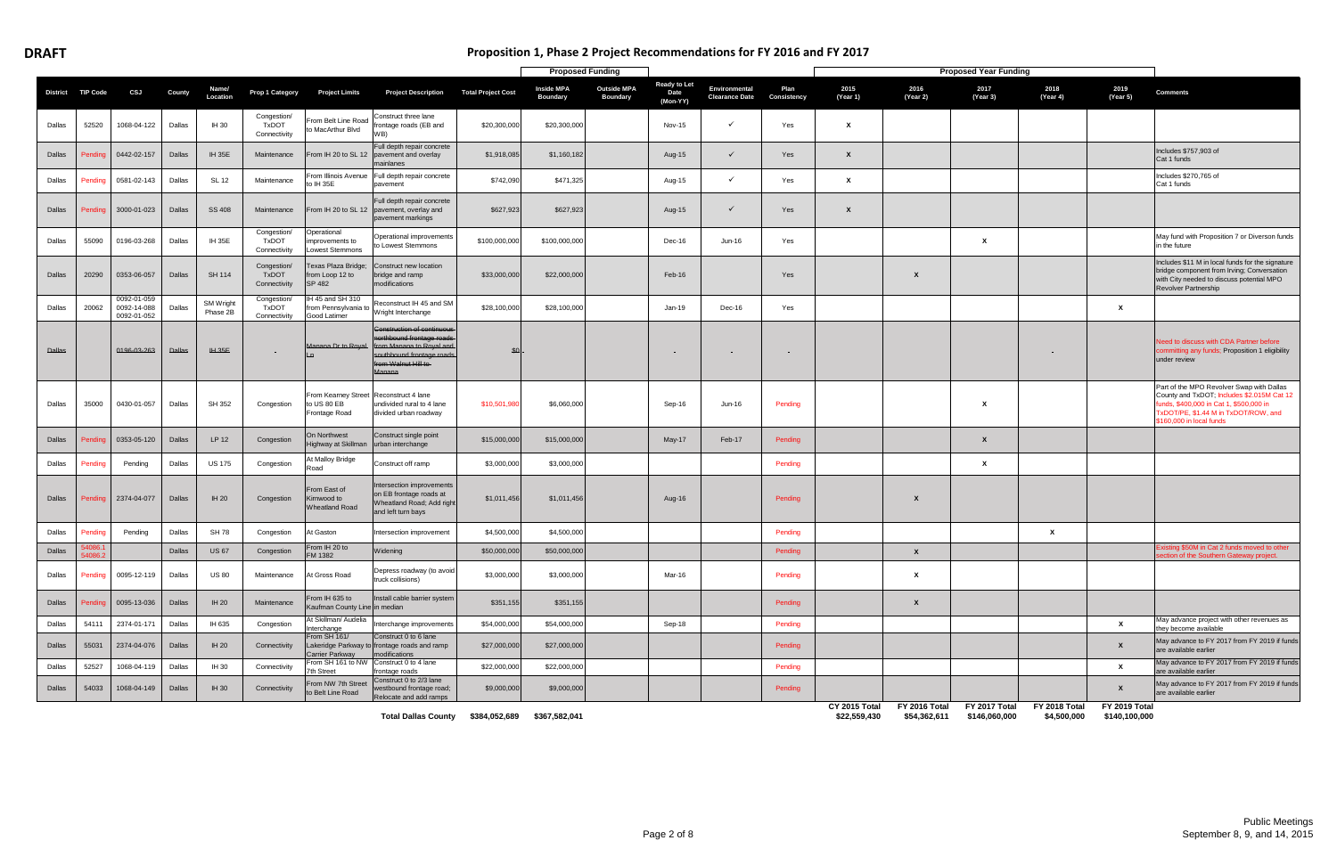**DRAFT**

# Proposition 1, Phase 2 Project Recommendations for FY 2016 and FY 2017

| District | TIP Code | CSJ | County | Name/ Location | Prop 1 Category | Project Limits | Project Description | Total Project Cost | Proposed Funding | | Ready to Let Date (Mon-YY) | Environmental Clearance Date | Plan Consistency | Proposed Year Funding | | | | | Comments |
|---|---|---|---|---|---|---|---|---|---|---|---|---|---|---|---|---|---|---|---|
| | | | | | | | | | Inside MPA Boundary | Outside MPA Boundary | | | | 2015 (Year 1) | 2016 (Year 2) | 2017 (Year 3) | 2018 (Year 4) | 2019 (Year 5) | |
| Dallas | 52520 | 1068-04-122 | Dallas | IH 30 | Congestion/ TxDOT Connectivity | From Belt Line Road to MacArthur Blvd | Construct three lane frontage roads (EB and WB) | $20,300,000 | $20,300,000 | | Nov-15 | ✓ | Yes | X | | | | | |
| Dallas | Pending | 0442-02-157 | Dallas | IH 35E | Maintenance | From IH 20 to SL 12 | Full depth repair concrete pavement and overlay mainlanes | $1,918,085 | $1,160,182 | | Aug-15 | ✓ | Yes | X | | | | | Includes $757,903 of Cat 1 funds |
| Dallas | Pending | 0581-02-143 | Dallas | SL 12 | Maintenance | From Illinois Avenue to IH 35E | Full depth repair concrete pavement | $742,090 | $471,325 | | Aug-15 | ✓ | Yes | X | | | | | Includes $270,765 of Cat 1 funds |
| Dallas | Pending | 3000-01-023 | Dallas | SS 408 | Maintenance | From IH 20 to SL 12 | Full depth repair concrete pavement, overlay and pavement markings | $627,923 | $627,923 | | Aug-15 | ✓ | Yes | X | | | | | |
| Dallas | 55090 | 0196-03-268 | Dallas | IH 35E | Congestion/ TxDOT Connectivity | Operational improvements to Lowest Stemmons | Operational improvements to Lowest Stemmons | $100,000,000 | $100,000,000 | | Dec-16 | Jun-16 | Yes | | | X | | | May fund with Proposition 7 or Diverson funds in the future |
| Dallas | 20290 | 0353-06-057 | Dallas | SH 114 | Congestion/ TxDOT Connectivity | Texas Plaza Bridge; from Loop 12 to SP 482 | Construct new location bridge and ramp modifications | $33,000,000 | $22,000,000 | | Feb-16 | | Yes | | X | | | | Includes $11 M in local funds for the signature bridge component from Irving; Conversation with City needed to discuss potential MPO Revolver Partnership |
| Dallas | 20062 | 0092-01-059 0092-14-088 0092-01-052 | Dallas | SM Wright Phase 2B | Congestion/ TxDOT Connectivity | IH 45 and SH 310 from Pennsylvania to Good Latimer | Reconstruct IH 45 and SM Wright Interchange | $28,100,000 | $28,100,000 | | Jan-19 | Dec-16 | Yes | | | | | X | |
| ~~Dallas~~ | | ~~0196-03-263~~ | ~~Dallas~~ | ~~IH 35E~~ | - | ~~Manana Dr to Royal Ln~~ | ~~Construction of continuous northbound frontage roads from Manana to Royal and southbound frontage roads from Walnut Hill to Manana~~ | ~~$0~~ | - | | - | - | - | | | | - | | Need to discuss with CDA Partner before committing any funds; Proposition 1 eligibility under review |
| Dallas | 35000 | 0430-01-057 | Dallas | SH 352 | Congestion | From Kearney Street to US 80 EB Frontage Road | Reconstruct 4 lane undivided rural to 4 lane divided urban roadway | $10,501,980 | $6,060,000 | | Sep-16 | Jun-16 | Pending | | | X | | | Part of the MPO Revolver Swap with Dallas County and TxDOT; Includes $2.015M Cat 12 funds, $400,000 in Cat 1, $500,000 in TxDOT/PE, $1.44 M in TxDOT/ROW, and $160,000 in local funds |
| Dallas | Pending | 0353-05-120 | Dallas | LP 12 | Congestion | On Northwest Highway at Skillman | Construct single point urban interchange | $15,000,000 | $15,000,000 | | May-17 | Feb-17 | Pending | | | X | | | |
| Dallas | Pending | Pending | Dallas | US 175 | Congestion | At Malloy Bridge Road | Construct off ramp | $3,000,000 | $3,000,000 | | | | Pending | | | X | | | |
| Dallas | Pending | 2374-04-077 | Dallas | IH 20 | Congestion | From East of Kimwood to Wheatland Road | Intersection improvements on EB frontage roads at Wheatland Road; Add right and left turn bays | $1,011,456 | $1,011,456 | | Aug-16 | | Pending | | X | | | | |
| Dallas | Pending | Pending | Dallas | SH 78 | Congestion | At Gaston | Intersection improvement | $4,500,000 | $4,500,000 | | | | Pending | | | | X | | |
| Dallas | 54086.1 54086.2 | | Dallas | US 67 | Congestion | From IH 20 to FM 1382 | Widening | $50,000,000 | $50,000,000 | | | | Pending | | X | | | | Existing $50M in Cat 2 funds moved to other section of the Southern Gateway project. |
| Dallas | Pending | 0095-12-119 | Dallas | US 80 | Maintenance | At Gross Road | Depress roadway (to avoid truck collisions) | $3,000,000 | $3,000,000 | | Mar-16 | | Pending | | X | | | | |
| Dallas | Pending | 0095-13-036 | Dallas | IH 20 | Maintenance | From IH 635 to Kaufman County Line | Install cable barrier system in median | $351,155 | $351,155 | | | | Pending | | X | | | | |
| Dallas | 54111 | 2374-01-171 | Dallas | IH 635 | Congestion | At Skillman/ Audelia Interchange | Interchange improvements | $54,000,000 | $54,000,000 | | Sep-18 | | Pending | | | | | X | May advance project with other revenues as they become available |
| Dallas | 55031 | 2374-04-076 | Dallas | IH 20 | Connectivity | From SH 161/ Lakeridge Parkway to Carrier Parkway | Construct 0 to 6 lane frontage roads and ramp modifications | $27,000,000 | $27,000,000 | | | | Pending | | | | | X | May advance to FY 2017 from FY 2019 if funds are available earlier |
| Dallas | 52527 | 1068-04-119 | Dallas | IH 30 | Connectivity | From SH 161 to NW 7th Street | Construct 0 to 4 lane frontage roads | $22,000,000 | $22,000,000 | | | | Pending | | | | | X | May advance to FY 2017 from FY 2019 if funds are available earlier |
| Dallas | 54033 | 1068-04-149 | Dallas | IH 30 | Connectivity | From NW 7th Street to Belt Line Road | Construct 0 to 2/3 lane westbound frontage road; Relocate and add ramps | $9,000,000 | $9,000,000 | | | | Pending | | | | | X | May advance to FY 2017 from FY 2019 if funds are available earlier |
| | | | | | | | **Total Dallas County** | **$384,052,689** | **$367,582,041** | | | | | **CY 2015 Total $22,559,430** | **FY 2016 Total $54,362,611** | **FY 2017 Total $146,060,000** | **FY 2018 Total $4,500,000** | **FY 2019 Total $140,100,000** | |

Public Meetings
September 8, 9, and 14, 2015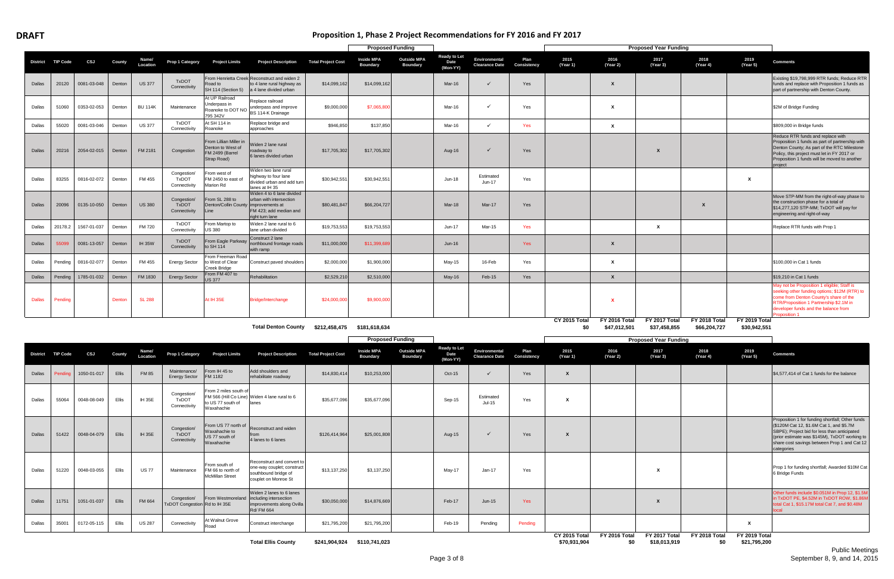**DRAFT**

# Proposition 1, Phase 2 Project Recommendations for FY 2016 and FY 2017

| District | TIP Code | CSJ | County | Name/ Location | Prop 1 Category | Project Limits | Project Description | Total Project Cost | Proposed Funding | | Ready to Let Date (Mon-YY) | Environmental Clearance Date | Plan Consistency | Proposed Year Funding | | | | | Comments |
|---|---|---|---|---|---|---|---|---|---|---|---|---|---|---|---|---|---|---|---|
| | | | | | | | | | Inside MPA Boundary | Outside MPA Boundary | | | | 2015 (Year 1) | 2016 (Year 2) | 2017 (Year 3) | 2018 (Year 4) | 2019 (Year 5) | |
| Dallas | 20120 | 0081-03-048 | Denton | US 377 | TxDOT Connectivity | From Henrietta Creek Road to SH 114 (Section 5) | Reconstruct and widen 2 to 4 lane rural highway as a 4 lane divided urban | $14,099,162 | $14,099,162 | | Mar-16 | ✓ | Yes | | X | | | | Existing $19,798,999 RTR funds; Reduce RTR funds and replace with Proposition 1 funds as part of partnership with Denton County. |
| Dallas | 51060 | 0353-02-053 | Denton | BU 114K | Maintenance | At UP Railroad Underpass in Roanoke to DOT NO 795 342V | Replace railroad underpass and improve BS 114-K Drainage | $9,000,000 | $7,065,800 | | Mar-16 | ✓ | Yes | | X | | | | $2M of Bridge Funding |
| Dallas | 55020 | 0081-03-046 | Denton | US 377 | TxDOT Connectivity | At SH 114 in Roanoke | Replace bridge and approaches | $946,850 | $137,850 | | Mar-16 | ✓ | Yes | | X | | | | $809,000 in Bridge funds |
| Dallas | 20216 | 2054-02-015 | Denton | FM 2181 | Congestion | From Lillian Miller in Denton to West of FM 2499 (Barrel Strap Road) | Widen 2 lane rural roadway to 6 lanes divided urban | $17,705,302 | $17,705,302 | | Aug-16 | ✓ | Yes | | | X | | | Reduce RTR funds and replace with Proposition 1 funds as part of partnership with Denton County; As part of the RTC Milestone Policy, this project must let in FY 2017 or Proposition 1 funds will be moved to another project |
| Dallas | 83255 | 0816-02-072 | Denton | FM 455 | Congestion/ TxDOT Connectivity | From west of FM 2450 to east of Marion Rd | Widen two lane rural highway to four lane divided urban and add turn lanes at IH 35 | $30,942,551 | $30,942,551 | | Jun-18 | Estimated Jun-17 | Yes | | | | | X | |
| Dallas | 20096 | 0135-10-050 | Denton | US 380 | Congestion/ TxDOT Connectivity | From SL 288 to Denton/Collin County Line | Widen 4 to 6 lane divided urban with intersection improvements at FM 423; add median and right turn lane | $80,481,847 | $66,204,727 | | Mar-18 | Mar-17 | Yes | | | | X | | Move STP-MM from the right-of-way phase to the construction phase for a total of $14,277,120 STP-MM; TxDOT will pay for engineering and right-of-way |
| Dallas | 20178.2 | 1567-01-037 | Denton | FM 720 | TxDOT Connectivity | From Martop to US 380 | Widen 2 lane rural to 6 lane urban divided | $19,753,553 | $19,753,553 | | Jun-17 | Mar-15 | Yes | | | X | | | Replace RTR funds with Prop 1 |
| Dallas | 55099 | 0081-13-057 | Denton | IH 35W | TxDOT Connectivity | From Eagle Parkway to SH 114 | Construct 2 lane northbound frontage roads with ramp | $11,000,000 | $11,399,689 | | Jun-16 | | Yes | | X | | | | |
| Dallas | Pending | 0816-02-077 | Denton | FM 455 | Energy Sector | From Freeman Road to West of Clear Creek Bridge | Construct paved shoulders | $2,000,000 | $1,900,000 | | May-15 | 16-Feb | Yes | | X | | | | $100,000 in Cat 1 funds |
| Dallas | Pending | 1785-01-032 | Denton | FM 1830 | Energy Sector | From FM 407 to US 377 | Rehabilitation | $2,529,210 | $2,510,000 | | May-16 | Feb-15 | Yes | | X | | | | $19,210 in Cat 1 funds |
| Dallas | Pending | | Denton | SL 288 | | At IH 35E | Bridge/Interchange | $24,000,000 | $9,900,000 | | | | | | X | | | | May not be Proposition 1 eligible; Staff is seeking other funding options; $12M (RTR) to come from Denton County's share of the RTR/Proposition 1 Partnership $2.1M in developer funds and the balance from Proposition 1 |
| | | | | | | | **Total Denton County** | **$212,458,475** | **$181,618,634** | | | | | **CY 2015 Total $0** | **FY 2016 Total $47,012,501** | **FY 2017 Total $37,458,855** | **FY 2018 Total $66,204,727** | **FY 2019 Total $30,942,551** | |

| District | TIP Code | CSJ | County | Name/ Location | Prop 1 Category | Project Limits | Project Description | Total Project Cost | Proposed Funding | | Ready to Let Date (Mon-YY) | Environmental Clearance Date | Plan Consistency | Proposed Year Funding | | | | | Comments |
|---|---|---|---|---|---|---|---|---|---|---|---|---|---|---|---|---|---|---|---|
| | | | | | | | | | Inside MPA Boundary | Outside MPA Boundary | | | | 2015 (Year 1) | 2016 (Year 2) | 2017 (Year 3) | 2018 (Year 4) | 2019 (Year 5) | |
| Dallas | Pending | 1050-01-017 | Ellis | FM 85 | Maintenance/ Energy Sector | From IH 45 to FM 1182 | Add shoulders and rehabilitate roadway | $14,830,414 | $10,253,000 | | Oct-15 | ✓ | Yes | X | | | | | $4,577,414 of Cat 1 funds for the balance |
| Dallas | 55064 | 0048-08-049 | Ellis | IH 35E | Congestion/ TxDOT Connectivity | From 2 miles south of FM 566 (Hill Co Line) to US 77 south of Waxahachie | Widen 4 lane rural to 6 lanes | $35,677,096 | $35,677,096 | | Sep-15 | Estimated Jul-15 | Yes | X | | | | | |
| Dallas | 51422 | 0048-04-079 | Ellis | IH 35E | Congestion/ TxDOT Connectivity | From US 77 north of Waxahachie to US 77 south of Waxahachie | Reconstruct and widen from 4 lanes to 6 lanes | $126,414,964 | $25,001,808 | | Aug-15 | ✓ | Yes | X | | | | | Proposition 1 for funding shortfall; Other funds ($120M Cat 12, $1.6M Cat 1, and $5.7M SBPE); Project bid for less than anticipated (prior estimate was $145M), TxDOT working to share cost savings between Prop 1 and Cat 12 categories |
| Dallas | 51220 | 0048-03-055 | Ellis | US 77 | Maintenance | From south of FM 66 to north of McMillan Street | Reconstruct and convert to one-way couplet; construct southbound bridge of couplet on Monroe St | $13,137,250 | $3,137,250 | | May-17 | Jan-17 | Yes | | | X | | | Prop 1 for funding shortfall; Awarded $10M Cat 6 Bridge Funds |
| Dallas | 11751 | 1051-01-037 | Ellis | FM 664 | Congestion/ TxDOT Congestion | From Westmoreland Rd to IH 35E | Widen 2 lanes to 6 lanes including intersection improvements along Ovilla Rd/ FM 664 | $30,050,000 | $14,876,669 | | Feb-17 | Jun-15 | Yes | | | X | | | Other funds include $0.051M in Prop 12, $1.5M in TxDOT PE, $4.52M in TxDOT ROW, $1.86M total Cat 1, $15.17M total Cat 7, and $0.48M local |
| Dallas | 35001 | 0172-05-115 | Ellis | US 287 | Connectivity | At Walnut Grove Road | Construct interchange | $21,795,200 | $21,795,200 | | Feb-19 | Pending | Pending | | | | | X | |
| | | | | | | | **Total Ellis County** | **$241,904,924** | **$110,741,023** | | | | | **CY 2015 Total $70,931,904** | **FY 2016 Total $0** | **FY 2017 Total $18,013,919** | **FY 2018 Total $0** | **FY 2019 Total $21,795,200** | |

Public Meetings
September 8, 9, and 14, 2015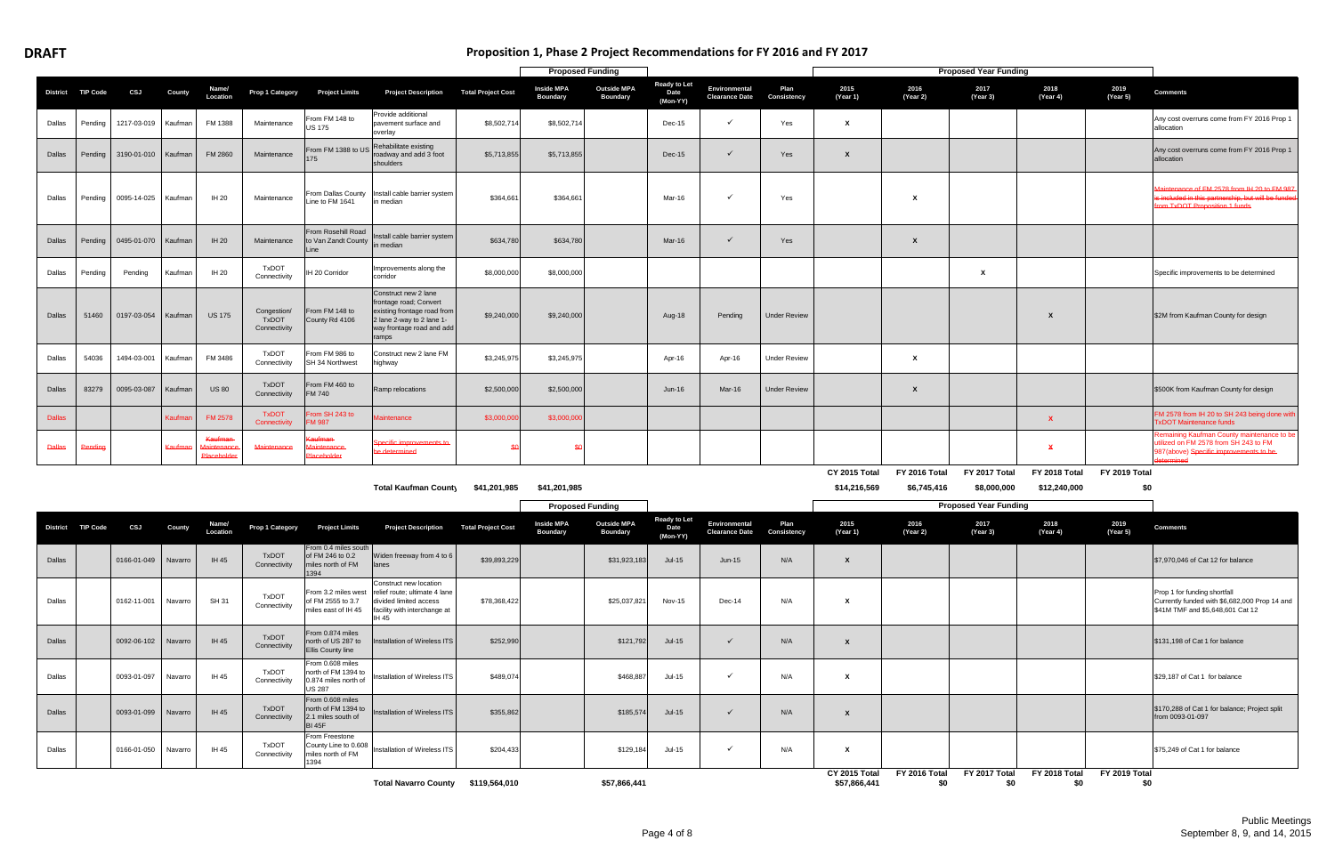**DRAFT**

# Proposition 1, Phase 2 Project Recommendations for FY 2016 and FY 2017

| District | TIP Code | CSJ | County | Name/ Location | Prop 1 Category | Project Limits | Project Description | Total Project Cost | Proposed Funding | | Ready to Let Date (Mon-YY) | Environmental Clearance Date | Plan Consistency | Proposed Year Funding | | | | | Comments |
|---|---|---|---|---|---|---|---|---|---|---|---|---|---|---|---|---|---|---|---|
| | | | | | | | | | Inside MPA Boundary | Outside MPA Boundary | | | | 2015 (Year 1) | 2016 (Year 2) | 2017 (Year 3) | 2018 (Year 4) | 2019 (Year 5) | |
| Dallas | Pending | 1217-03-019 | Kaufman | FM 1388 | Maintenance | From FM 148 to US 175 | Provide additional pavement surface and overlay | $8,502,714 | $8,502,714 | | Dec-15 | ✓ | Yes | X | | | | | Any cost overruns come from FY 2016 Prop 1 allocation |
| Dallas | Pending | 3190-01-010 | Kaufman | FM 2860 | Maintenance | From FM 1388 to US 175 | Rehabilitate existing roadway and add 3 foot shoulders | $5,713,855 | $5,713,855 | | Dec-15 | ✓ | Yes | X | | | | | Any cost overruns come from FY 2016 Prop 1 allocation |
| Dallas | Pending | 0095-14-025 | Kaufman | IH 20 | Maintenance | From Dallas County Line to FM 1641 | Install cable barrier system in median | $364,661 | $364,661 | | Mar-16 | ✓ | Yes | | X | | | | ~~Maintenance of FM 2578 from IH 20 to FM 987 is included in this partnership, but will be funded from TxDOT Proposition 1 funds~~ |
| Dallas | Pending | 0495-01-070 | Kaufman | IH 20 | Maintenance | From Rosehill Road to Van Zandt County Line | Install cable barrier system in median | $634,780 | $634,780 | | Mar-16 | ✓ | Yes | | X | | | | |
| Dallas | Pending | Pending | Kaufman | IH 20 | TxDOT Connectivity | IH 20 Corridor | Improvements along the corridor | $8,000,000 | $8,000,000 | | | | | | | X | | | Specific improvements to be determined |
| Dallas | 51460 | 0197-03-054 | Kaufman | US 175 | Congestion/ TxDOT Connectivity | From FM 148 to County Rd 4106 | Construct new 2 lane frontage road; Convert existing frontage road from 2 lane 2-way to 2 lane 1-way frontage road and add ramps | $9,240,000 | $9,240,000 | | Aug-18 | Pending | Under Review | | | | X | | $2M from Kaufman County for design |
| Dallas | 54036 | 1494-03-001 | Kaufman | FM 3486 | TxDOT Connectivity | From FM 986 to SH 34 Northwest | Construct new 2 lane FM highway | $3,245,975 | $3,245,975 | | Apr-16 | Apr-16 | Under Review | | X | | | | |
| Dallas | 83279 | 0095-03-087 | Kaufman | US 80 | TxDOT Connectivity | From FM 460 to FM 740 | Ramp relocations | $2,500,000 | $2,500,000 | | Jun-16 | Mar-16 | Under Review | | X | | | | $500K from Kaufman County for design |
| Dallas | | | Kaufman | FM 2578 | TxDOT Connectivity | From SH 243 to FM 987 | Maintenance | $3,000,000 | $3,000,000 | | | | | | | | X | | FM 2578 from IH 20 to SH 243 being done with TxDOT Maintenance funds |
| ~~Dallas~~ | ~~Pending~~ | | ~~Kaufman~~ | ~~Kaufman Maintenance Placeholder~~ | ~~Maintenance~~ | ~~Kaufman Maintenance Placeholder~~ | ~~Specific improvements to be determined~~ | ~~$0~~ | ~~$0~~ | | | | | | | | ~~X~~ | | Remaining Kaufman County maintenance to be utilized on FM 2578 from SH 243 to FM 987(above) ~~Specific improvements to be determined~~ |
| | | | | | | | **Total Kaufman County** | **$41,201,985** | **$41,201,985** | | | | | CY 2015 Total **$14,216,569** | FY 2016 Total **$6,745,416** | FY 2017 Total **$8,000,000** | FY 2018 Total **$12,240,000** | FY 2019 Total **$0** | |

| District | TIP Code | CSJ | County | Name/ Location | Prop 1 Category | Project Limits | Project Description | Total Project Cost | Proposed Funding | | Ready to Let Date (Mon-YY) | Environmental Clearance Date | Plan Consistency | Proposed Year Funding | | | | | Comments |
|---|---|---|---|---|---|---|---|---|---|---|---|---|---|---|---|---|---|---|---|
| | | | | | | | | | Inside MPA Boundary | Outside MPA Boundary | | | | 2015 (Year 1) | 2016 (Year 2) | 2017 (Year 3) | 2018 (Year 4) | 2019 (Year 5) | |
| Dallas | | 0166-01-049 | Navarro | IH 45 | TxDOT Connectivity | From 0.4 miles south of FM 246 to 0.2 miles north of FM 1394 | Widen freeway from 4 to 6 lanes | $39,893,229 | | $31,923,183 | Jul-15 | Jun-15 | N/A | X | | | | | $7,970,046 of Cat 12 for balance |
| Dallas | | 0162-11-001 | Navarro | SH 31 | TxDOT Connectivity | From 3.2 miles west of FM 2555 to 3.7 miles east of IH 45 | Construct new location relief route; ultimate 4 lane divided limited access facility with interchange at IH 45 | $78,368,422 | | $25,037,821 | Nov-15 | Dec-14 | N/A | X | | | | | Prop 1 for funding shortfall Currently funded with $6,682,000 Prop 14 and $41M TMF and $5,648,601 Cat 12 |
| Dallas | | 0092-06-102 | Navarro | IH 45 | TxDOT Connectivity | From 0.874 miles north of US 287 to Ellis County line | Installation of Wireless ITS | $252,990 | | $121,792 | Jul-15 | ✓ | N/A | X | | | | | $131,198 of Cat 1 for balance |
| Dallas | | 0093-01-097 | Navarro | IH 45 | TxDOT Connectivity | From 0.608 miles north of FM 1394 to 0.874 miles north of US 287 | Installation of Wireless ITS | $489,074 | | $468,887 | Jul-15 | ✓ | N/A | X | | | | | $29,187 of Cat 1 for balance |
| Dallas | | 0093-01-099 | Navarro | IH 45 | TxDOT Connectivity | From 0.608 miles north of FM 1394 to 2.1 miles south of BI 45F | Installation of Wireless ITS | $355,862 | | $185,574 | Jul-15 | ✓ | N/A | X | | | | | $170,288 of Cat 1 for balance; Project split from 0093-01-097 |
| Dallas | | 0166-01-050 | Navarro | IH 45 | TxDOT Connectivity | From Freestone County Line to 0.608 miles north of FM 1394 | Installation of Wireless ITS | $204,433 | | $129,184 | Jul-15 | ✓ | N/A | X | | | | | $75,249 of Cat 1 for balance |
| | | | | | | | **Total Navarro County** | **$119,564,010** | | **$57,866,441** | | | | CY 2015 Total **$57,866,441** | FY 2016 Total **$0** | FY 2017 Total **$0** | FY 2018 Total **$0** | FY 2019 Total **$0** | |

Public Meetings
September 8, 9, and 14, 2015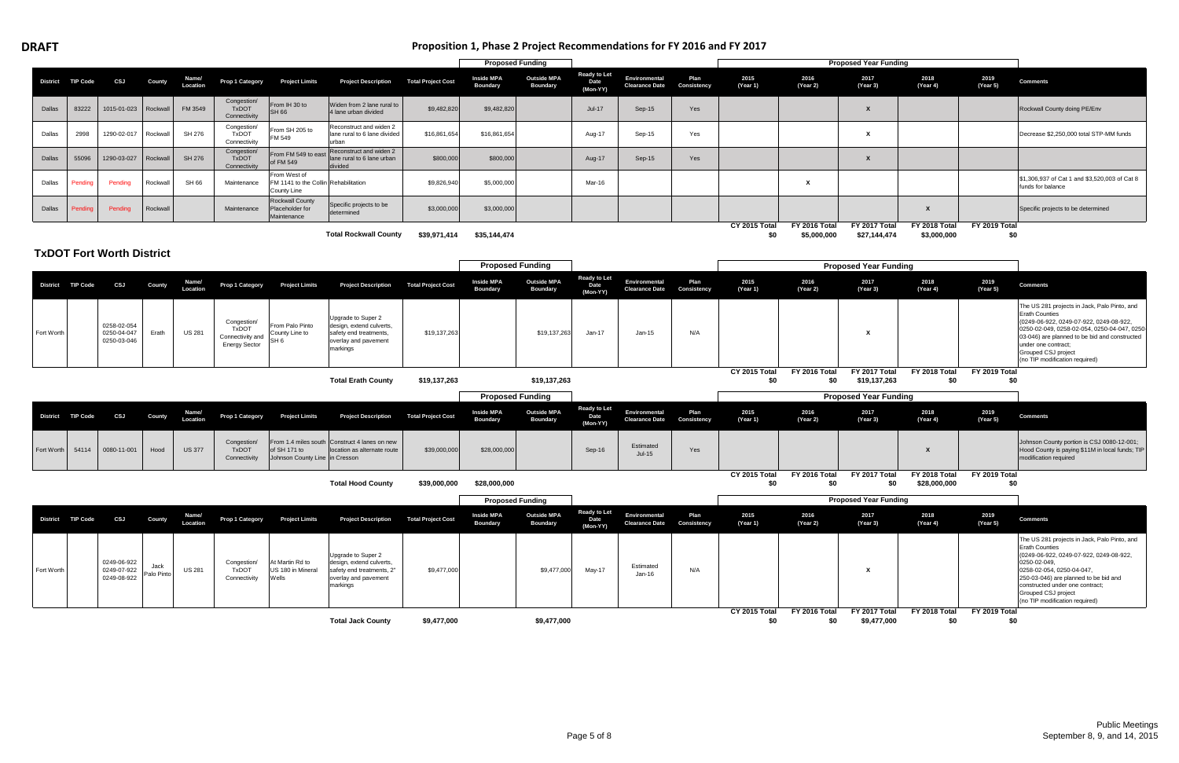**DRAFT**

# Proposition 1, Phase 2 Project Recommendations for FY 2016 and FY 2017

| District | TIP Code | CSJ | County | Name/ Location | Prop 1 Category | Project Limits | Project Description | Total Project Cost | Proposed Funding: Inside MPA Boundary | Proposed Funding: Outside MPA Boundary | Ready to Let Date (Mon-YY) | Environmental Clearance Date | Plan Consistency | Proposed Year Funding: 2015 (Year 1) | 2016 (Year 2) | 2017 (Year 3) | 2018 (Year 4) | 2019 (Year 5) | Comments |
|---|---|---|---|---|---|---|---|---|---|---|---|---|---|---|---|---|---|---|---|
| Dallas | 83222 | 1015-01-023 | Rockwall | FM 3549 | Congestion/ TxDOT Connectivity | From IH 30 to SH 66 | Widen from 2 lane rural to 4 lane urban divided | $9,482,820 | $9,482,820 | | Jul-17 | Sep-15 | Yes | | | X | | | Rockwall County doing PE/Env |
| Dallas | 2998 | 1290-02-017 | Rockwall | SH 276 | Congestion/ TxDOT Connectivity | From SH 205 to FM 549 | Reconstruct and widen 2 lane rural to 6 lane divided urban | $16,861,654 | $16,861,654 | | Aug-17 | Sep-15 | Yes | | | X | | | Decrease $2,250,000 total STP-MM funds |
| Dallas | 55096 | 1290-03-027 | Rockwall | SH 276 | Congestion/ TxDOT Connectivity | From FM 549 to east of FM 549 | Reconstruct and widen 2 lane rural to 6 lane urban divided | $800,000 | $800,000 | | Aug-17 | Sep-15 | Yes | | | X | | | |
| Dallas | Pending | Pending | Rockwall | SH 66 | Maintenance | From West of FM 1141 to the Collin County Line | Rehabilitation | $9,826,940 | $5,000,000 | | Mar-16 | | | | X | | | | $1,306,937 of Cat 1 and $3,520,003 of Cat 8 funds for balance |
| Dallas | Pending | Pending | Rockwall | | Maintenance | Rockwall County Placeholder for Maintenance | Specific projects to be determined | $3,000,000 | $3,000,000 | | | | | | | | X | | Specific projects to be determined |
| | | | | | | | **Total Rockwall County** | **$39,971,414** | **$35,144,474** | | | | | **CY 2015 Total $0** | **FY 2016 Total $5,000,000** | **FY 2017 Total $27,144,474** | **FY 2018 Total $3,000,000** | **FY 2019 Total $0** | |

## TxDOT Fort Worth District

| District | TIP Code | CSJ | County | Name/ Location | Prop 1 Category | Project Limits | Project Description | Total Project Cost | Proposed Funding: Inside MPA Boundary | Proposed Funding: Outside MPA Boundary | Ready to Let Date (Mon-YY) | Environmental Clearance Date | Plan Consistency | Proposed Year Funding: 2015 (Year 1) | 2016 (Year 2) | 2017 (Year 3) | 2018 (Year 4) | 2019 (Year 5) | Comments |
|---|---|---|---|---|---|---|---|---|---|---|---|---|---|---|---|---|---|---|---|
| Fort Worth | | 0258-02-054 0250-04-047 0250-03-046 | Erath | US 281 | Congestion/ TxDOT Connectivity and Energy Sector | From Palo Pinto County Line to SH 6 | Upgrade to Super 2 design, extend culverts, safety end treatments, overlay and pavement markings | $19,137,263 | | $19,137,263 | Jan-17 | Jan-15 | N/A | | | X | | | The US 281 projects in Jack, Palo Pinto, and Erath Counties (0249-06-922, 0249-07-922, 0249-08-922, 0250-02-049, 0258-02-054, 0250-04-047, 0250-03-046) are planned to be bid and constructed under one contract; Grouped CSJ project (no TIP modification required) |
| | | | | | | | **Total Erath County** | **$19,137,263** | | **$19,137,263** | | | | **CY 2015 Total $0** | **FY 2016 Total $0** | **FY 2017 Total $19,137,263** | **FY 2018 Total $0** | **FY 2019 Total $0** | |

| District | TIP Code | CSJ | County | Name/ Location | Prop 1 Category | Project Limits | Project Description | Total Project Cost | Proposed Funding: Inside MPA Boundary | Proposed Funding: Outside MPA Boundary | Ready to Let Date (Mon-YY) | Environmental Clearance Date | Plan Consistency | Proposed Year Funding: 2015 (Year 1) | 2016 (Year 2) | 2017 (Year 3) | 2018 (Year 4) | 2019 (Year 5) | Comments |
|---|---|---|---|---|---|---|---|---|---|---|---|---|---|---|---|---|---|---|---|
| Fort Worth | 54114 | 0080-11-001 | Hood | US 377 | Congestion/ TxDOT Connectivity | From 1.4 miles south of SH 171 to Johnson County Line | Construct 4 lanes on new location as alternate route in Cresson | $39,000,000 | $28,000,000 | | Sep-16 | Estimated Jul-15 | Yes | | | | X | | Johnson County portion is CSJ 0080-12-001; Hood County is paying $11M in local funds; TIP modification required |
| | | | | | | | **Total Hood County** | **$39,000,000** | **$28,000,000** | | | | | **CY 2015 Total $0** | **FY 2016 Total $0** | **FY 2017 Total $0** | **FY 2018 Total $28,000,000** | **FY 2019 Total $0** | |

| District | TIP Code | CSJ | County | Name/ Location | Prop 1 Category | Project Limits | Project Description | Total Project Cost | Proposed Funding: Inside MPA Boundary | Proposed Funding: Outside MPA Boundary | Ready to Let Date (Mon-YY) | Environmental Clearance Date | Plan Consistency | Proposed Year Funding: 2015 (Year 1) | 2016 (Year 2) | 2017 (Year 3) | 2018 (Year 4) | 2019 (Year 5) | Comments |
|---|---|---|---|---|---|---|---|---|---|---|---|---|---|---|---|---|---|---|---|
| Fort Worth | | 0249-06-922 0249-07-922 0249-08-922 | Jack Palo Pinto | US 281 | Congestion/ TxDOT Connectivity | At Martin Rd to US 180 in Mineral Wells | Upgrade to Super 2 design, extend culverts, safety end treatments, 2" overlay and pavement markings | $9,477,000 | | $9,477,000 | May-17 | Estimated Jan-16 | N/A | | | X | | | The US 281 projects in Jack, Palo Pinto, and Erath Counties (0249-06-922, 0249-07-922, 0249-08-922, 0250-02-049, 0258-02-054, 0250-04-047, 250-03-046) are planned to be bid and constructed under one contract; Grouped CSJ project (no TIP modification required) |
| | | | | | | | **Total Jack County** | **$9,477,000** | | **$9,477,000** | | | | **CY 2015 Total $0** | **FY 2016 Total $0** | **FY 2017 Total $9,477,000** | **FY 2018 Total $0** | **FY 2019 Total $0** | |

Public Meetings
September 8, 9, and 14, 2015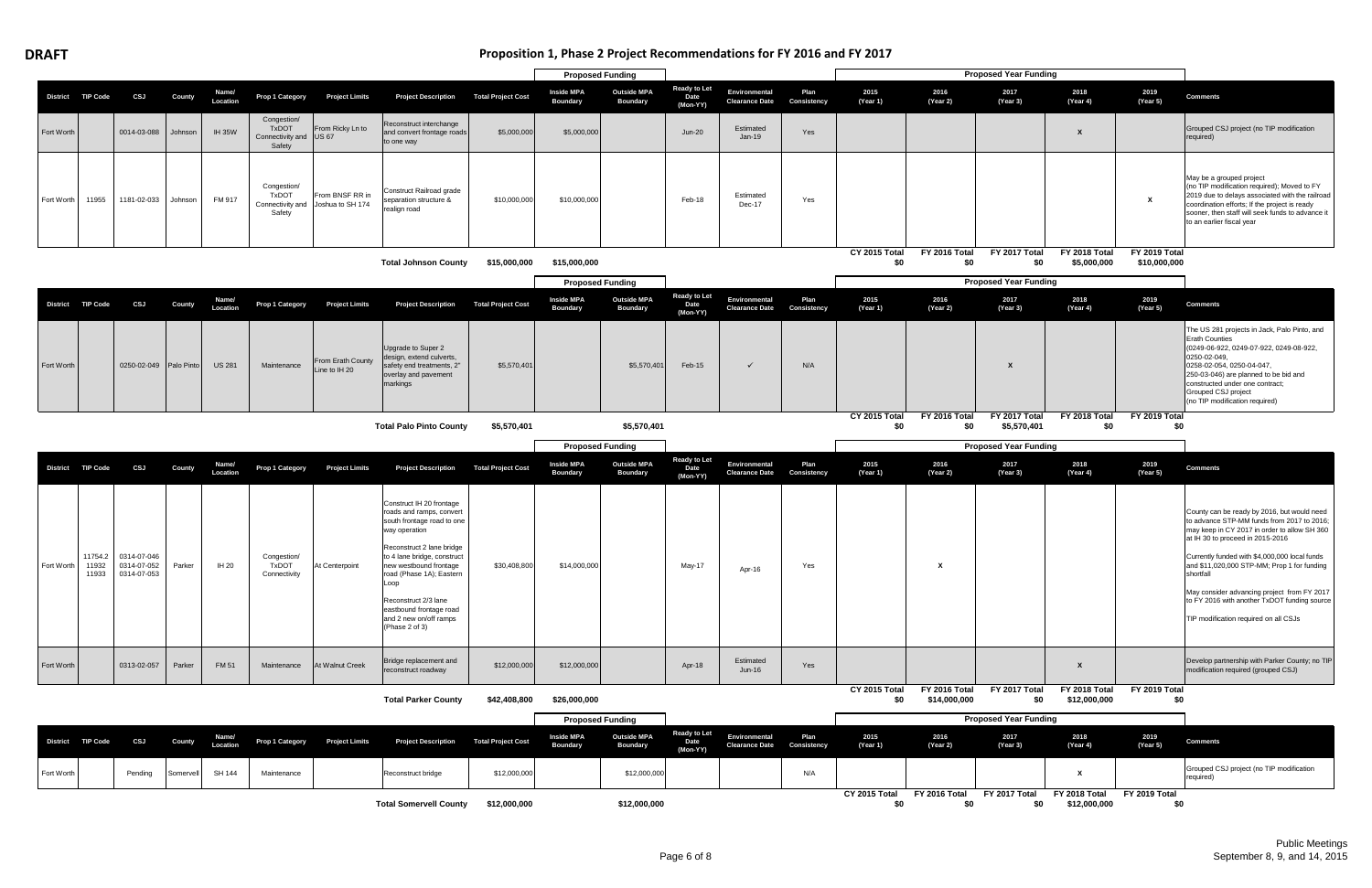DRAFT

# Proposition 1, Phase 2 Project Recommendations for FY 2016 and FY 2017

| District | TIP Code | CSJ | County | Name/ Location | Prop 1 Category | Project Limits | Project Description | Total Project Cost | Proposed Funding: Inside MPA Boundary | Proposed Funding: Outside MPA Boundary | Ready to Let Date (Mon-YY) | Environmental Clearance Date | Plan Consistency | 2015 (Year 1) | 2016 (Year 2) | 2017 (Year 3) | 2018 (Year 4) | 2019 (Year 5) | Comments |
|---|---|---|---|---|---|---|---|---|---|---|---|---|---|---|---|---|---|---|---|
| Fort Worth | | 0014-03-088 | Johnson | IH 35W | Congestion/ TxDOT Connectivity and Safety | From Ricky Ln to US 67 | Reconstruct interchange and convert frontage roads to one way | $5,000,000 | $5,000,000 | | Jun-20 | Estimated Jan-19 | Yes | | | | X | | Grouped CSJ project (no TIP modification required) |
| Fort Worth | 11955 | 1181-02-033 | Johnson | FM 917 | Congestion/ TxDOT Connectivity and Safety | From BNSF RR in Joshua to SH 174 | Construct Railroad grade separation structure & realign road | $10,000,000 | $10,000,000 | | Feb-18 | Estimated Dec-17 | Yes | | | | | X | May be a grouped project (no TIP modification required); Moved to FY 2019 due to delays associated with the railroad coordination efforts; If the project is ready sooner, then staff will seek funds to advance it to an earlier fiscal year |
| | | | | | | | **Total Johnson County** | **$15,000,000** | **$15,000,000** | | | | | CY 2015 Total $0 | FY 2016 Total $0 | FY 2017 Total $0 | FY 2018 Total $5,000,000 | FY 2019 Total $10,000,000 | |

| District | TIP Code | CSJ | County | Name/ Location | Prop 1 Category | Project Limits | Project Description | Total Project Cost | Proposed Funding: Inside MPA Boundary | Proposed Funding: Outside MPA Boundary | Ready to Let Date (Mon-YY) | Environmental Clearance Date | Plan Consistency | 2015 (Year 1) | 2016 (Year 2) | 2017 (Year 3) | 2018 (Year 4) | 2019 (Year 5) | Comments |
|---|---|---|---|---|---|---|---|---|---|---|---|---|---|---|---|---|---|---|---|
| Fort Worth | | 0250-02-049 | Palo Pinto | US 281 | Maintenance | From Erath County Line to IH 20 | Upgrade to Super 2 design, extend culverts, safety end treatments, 2" overlay and pavement markings | $5,570,401 | | $5,570,401 | Feb-15 | ✓ | N/A | | | X | | | The US 281 projects in Jack, Palo Pinto, and Erath Counties (0249-06-922, 0249-07-922, 0249-08-922, 0250-02-049, 0258-02-054, 0250-04-047, 250-03-046) are planned to be bid and constructed under one contract; Grouped CSJ project (no TIP modification required) |
| | | | | | | | **Total Palo Pinto County** | **$5,570,401** | | **$5,570,401** | | | | CY 2015 Total $0 | FY 2016 Total $0 | FY 2017 Total $5,570,401 | FY 2018 Total $0 | FY 2019 Total $0 | |

| District | TIP Code | CSJ | County | Name/ Location | Prop 1 Category | Project Limits | Project Description | Total Project Cost | Proposed Funding: Inside MPA Boundary | Proposed Funding: Outside MPA Boundary | Ready to Let Date (Mon-YY) | Environmental Clearance Date | Plan Consistency | 2015 (Year 1) | 2016 (Year 2) | 2017 (Year 3) | 2018 (Year 4) | 2019 (Year 5) | Comments |
|---|---|---|---|---|---|---|---|---|---|---|---|---|---|---|---|---|---|---|---|
| Fort Worth | 11754.2 11932 11933 | 0314-07-046 0314-07-052 0314-07-053 | Parker | IH 20 | Congestion/ TxDOT Connectivity | At Centerpoint | Construct IH 20 frontage roads and ramps, convert south frontage road to one way operation<br><br>Reconstruct 2 lane bridge to 4 lane bridge, construct new westbound frontage road (Phase 1A); Eastern Loop<br><br>Reconstruct 2/3 lane eastbound frontage road and 2 new on/off ramps (Phase 2 of 3) | $30,408,800 | $14,000,000 | | May-17 | Apr-16 | Yes | | X | | | | County can be ready by 2016, but would need to advance STP-MM funds from 2017 to 2016; may keep in CY 2017 in order to allow SH 360 at IH 30 to proceed in 2015-2016<br><br>Currently funded with $4,000,000 local funds and $11,020,000 STP-MM; Prop 1 for funding shortfall<br><br>May consider advancing project from FY 2017 to FY 2016 with another TxDOT funding source<br><br>TIP modification required on all CSJs |
| Fort Worth | | 0313-02-057 | Parker | FM 51 | Maintenance | At Walnut Creek | Bridge replacement and reconstruct roadway | $12,000,000 | $12,000,000 | | Apr-18 | Estimated Jun-16 | Yes | | | | X | | Develop partnership with Parker County; no TIP modification required (grouped CSJ) |
| | | | | | | | **Total Parker County** | **$42,408,800** | **$26,000,000** | | | | | CY 2015 Total $0 | FY 2016 Total $14,000,000 | FY 2017 Total $0 | FY 2018 Total $12,000,000 | FY 2019 Total $0 | |

| District | TIP Code | CSJ | County | Name/ Location | Prop 1 Category | Project Limits | Project Description | Total Project Cost | Proposed Funding: Inside MPA Boundary | Proposed Funding: Outside MPA Boundary | Ready to Let Date (Mon-YY) | Environmental Clearance Date | Plan Consistency | 2015 (Year 1) | 2016 (Year 2) | 2017 (Year 3) | 2018 (Year 4) | 2019 (Year 5) | Comments |
|---|---|---|---|---|---|---|---|---|---|---|---|---|---|---|---|---|---|---|---|
| Fort Worth | | Pending | Somervell | SH 144 | Maintenance | | Reconstruct bridge | $12,000,000 | | $12,000,000 | | | N/A | | | | X | | Grouped CSJ project (no TIP modification required) |
| | | | | | | | **Total Somervell County** | **$12,000,000** | | **$12,000,000** | | | | CY 2015 Total $0 | FY 2016 Total $0 | FY 2017 Total $0 | FY 2018 Total $12,000,000 | FY 2019 Total $0 | |

Public Meetings
September 8, 9, and 14, 2015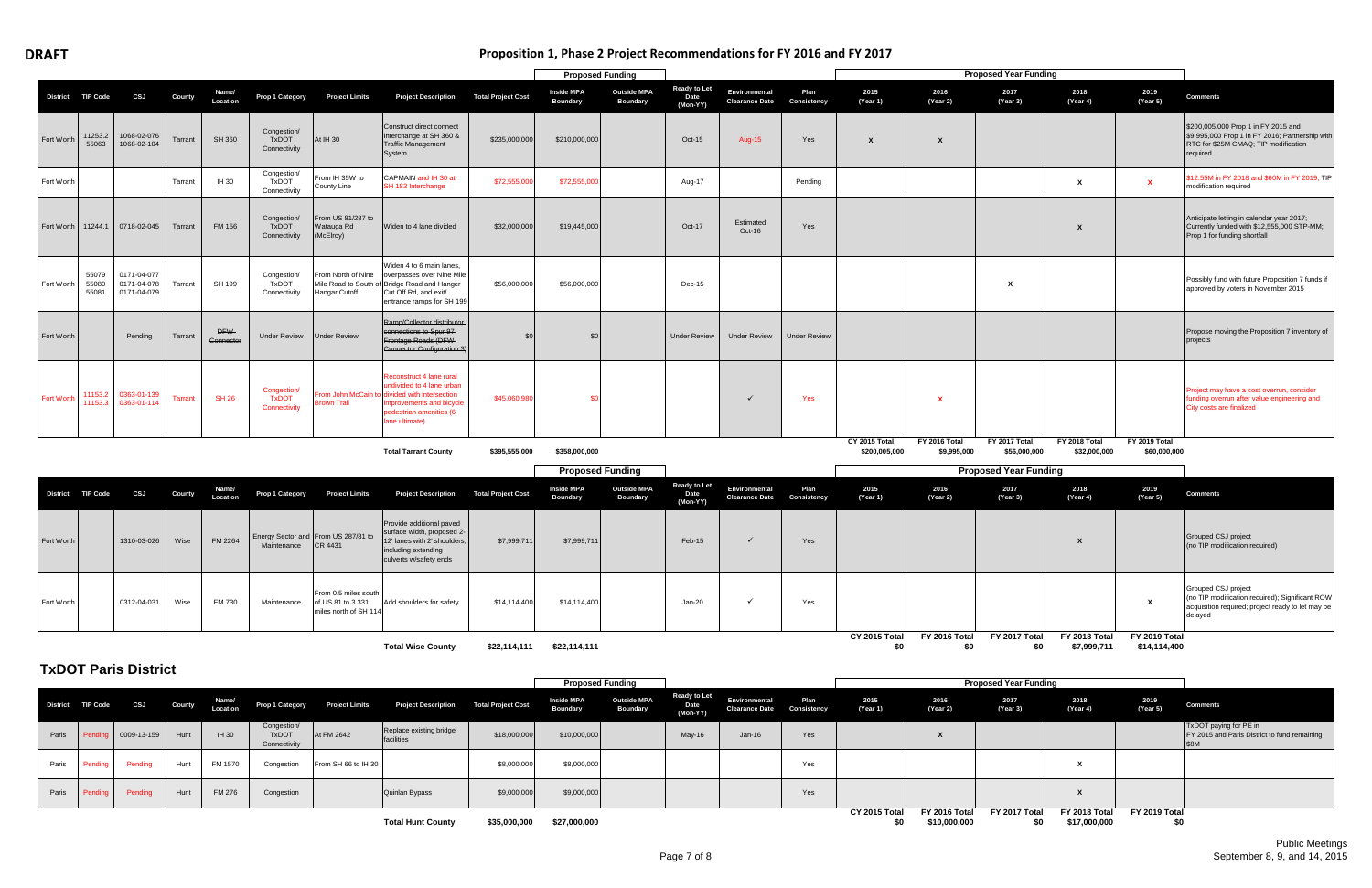**DRAFT**

# Proposition 1, Phase 2 Project Recommendations for FY 2016 and FY 2017

| District | TIP Code | CSJ | County | Name/ Location | Prop 1 Category | Project Limits | Project Description | Total Project Cost | Proposed Funding: Inside MPA Boundary | Proposed Funding: Outside MPA Boundary | Ready to Let Date (Mon-YY) | Environmental Clearance Date | Plan Consistency | Proposed Year Funding: 2015 (Year 1) | 2016 (Year 2) | 2017 (Year 3) | 2018 (Year 4) | 2019 (Year 5) | Comments |
|---|---|---|---|---|---|---|---|---|---|---|---|---|---|---|---|---|---|---|---|
| Fort Worth | 11253.2 55063 | 1068-02-076 1068-02-104 | Tarrant | SH 360 | Congestion/ TxDOT Connectivity | At IH 30 | Construct direct connect Interchange at SH 360 & Traffic Management System | $235,000,000 | $210,000,000 | | Oct-15 | Aug-15 | Yes | X | X | | | | $200,005,000 Prop 1 in FY 2015 and $9,995,000 Prop 1 in FY 2016; Partnership with RTC for $25M CMAQ; TIP modification required |
| Fort Worth | | | Tarrant | IH 30 | Congestion/ TxDOT Connectivity | From IH 35W to County Line | CAPMAIN and IH 30 at SH 183 Interchange | $72,555,000 | $72,555,000 | | Aug-17 | | Pending | | | | X | X | $12.55M in FY 2018 and $60M in FY 2019; TIP modification required |
| Fort Worth | 11244.1 | 0718-02-045 | Tarrant | FM 156 | Congestion/ TxDOT Connectivity | From US 81/287 to Watauga Rd (McElroy) | Widen to 4 lane divided | $32,000,000 | $19,445,000 | | Oct-17 | Estimated Oct-16 | Yes | | | | X | | Anticipate letting in calendar year 2017; Currently funded with $12,555,000 STP-MM; Prop 1 for funding shortfall |
| Fort Worth | 55079 55080 55081 | 0171-04-077 0171-04-078 0171-04-079 | Tarrant | SH 199 | Congestion/ TxDOT Connectivity | From North of Nine Mile Road to South of Hangar Cutoff | Widen 4 to 6 main lanes, overpasses over Nine Mile Bridge Road and Hanger Cut Off Rd, and exit/ entrance ramps for SH 199 | $56,000,000 | $56,000,000 | | Dec-15 | | | | | X | | | Possibly fund with future Proposition 7 funds if approved by voters in November 2015 |
| ~~Fort Worth~~ | | ~~Pending~~ | ~~Tarrant~~ | ~~DFW Connector~~ | ~~Under Review~~ | ~~Under Review~~ | ~~Ramp/Collector distributor connections to Spur 97 Frontage Roads (DFW Connector Configuration 3)~~ | ~~$0~~ | ~~$0~~ | | ~~Under Review~~ | ~~Under Review~~ | ~~Under Review~~ | | | | | | Propose moving the Proposition 7 inventory of projects |
| Fort Worth | 11153.2 11153.3 | 0363-01-139 0363-01-114 | Tarrant | SH 26 | Congestion/ TxDOT Connectivity | From John McCain to Brown Trail | Reconstruct 4 lane rural undivided to 4 lane urban divided with intersection improvements and bicycle pedestrian amenities (6 lane ultimate) | $45,060,980 | $0 | | | ✓ | Yes | | X | | | | Project may have a cost overrun, consider funding overrun after value engineering and City costs are finalized |
| | | | | | | | **Total Tarrant County** | **$395,555,000** | **$358,000,000** | | | | | CY 2015 Total $200,005,000 | FY 2016 Total $9,995,000 | FY 2017 Total $56,000,000 | FY 2018 Total $32,000,000 | FY 2019 Total $60,000,000 | |

| District | TIP Code | CSJ | County | Name/ Location | Prop 1 Category | Project Limits | Project Description | Total Project Cost | Proposed Funding: Inside MPA Boundary | Proposed Funding: Outside MPA Boundary | Ready to Let Date (Mon-YY) | Environmental Clearance Date | Plan Consistency | Proposed Year Funding: 2015 (Year 1) | 2016 (Year 2) | 2017 (Year 3) | 2018 (Year 4) | 2019 (Year 5) | Comments |
|---|---|---|---|---|---|---|---|---|---|---|---|---|---|---|---|---|---|---|---|
| Fort Worth | | 1310-03-026 | Wise | FM 2264 | Energy Sector and Maintenance | From US 287/81 to CR 4431 | Provide additional paved surface width, proposed 2-12' lanes with 2' shoulders, including extending culverts w/safety ends | $7,999,711 | $7,999,711 | | Feb-15 | ✓ | Yes | | | | X | | Grouped CSJ project (no TIP modification required) |
| Fort Worth | | 0312-04-031 | Wise | FM 730 | Maintenance | From 0.5 miles south of US 81 to 3.331 miles north of SH 114 | Add shoulders for safety | $14,114,400 | $14,114,400 | | Jan-20 | ✓ | Yes | | | | | X | Grouped CSJ project (no TIP modification required); Significant ROW acquisition required; project ready to let may be delayed |
| | | | | | | | **Total Wise County** | **$22,114,111** | **$22,114,111** | | | | | CY 2015 Total $0 | FY 2016 Total $0 | FY 2017 Total $0 | FY 2018 Total $7,999,711 | FY 2019 Total $14,114,400 | |

## TxDOT Paris District

| District | TIP Code | CSJ | County | Name/ Location | Prop 1 Category | Project Limits | Project Description | Total Project Cost | Proposed Funding: Inside MPA Boundary | Proposed Funding: Outside MPA Boundary | Ready to Let Date (Mon-YY) | Environmental Clearance Date | Plan Consistency | Proposed Year Funding: 2015 (Year 1) | 2016 (Year 2) | 2017 (Year 3) | 2018 (Year 4) | 2019 (Year 5) | Comments |
|---|---|---|---|---|---|---|---|---|---|---|---|---|---|---|---|---|---|---|---|
| Paris | Pending | 0009-13-159 | Hunt | IH 30 | Congestion/ TxDOT Connectivity | At FM 2642 | Replace existing bridge facilities | $18,000,000 | $10,000,000 | | May-16 | Jan-16 | Yes | | X | | | | TxDOT paying for PE in FY 2015 and Paris District to fund remaining $8M |
| Paris | Pending | Pending | Hunt | FM 1570 | Congestion | From SH 66 to IH 30 | | $8,000,000 | $8,000,000 | | | | Yes | | | | X | | |
| Paris | Pending | Pending | Hunt | FM 276 | Congestion | | Quinlan Bypass | $9,000,000 | $9,000,000 | | | | Yes | | | | X | | |
| | | | | | | | **Total Hunt County** | **$35,000,000** | **$27,000,000** | | | | | CY 2015 Total $0 | FY 2016 Total $10,000,000 | FY 2017 Total $0 | FY 2018 Total $17,000,000 | FY 2019 Total $0 | |

Public Meetings
September 8, 9, and 14, 2015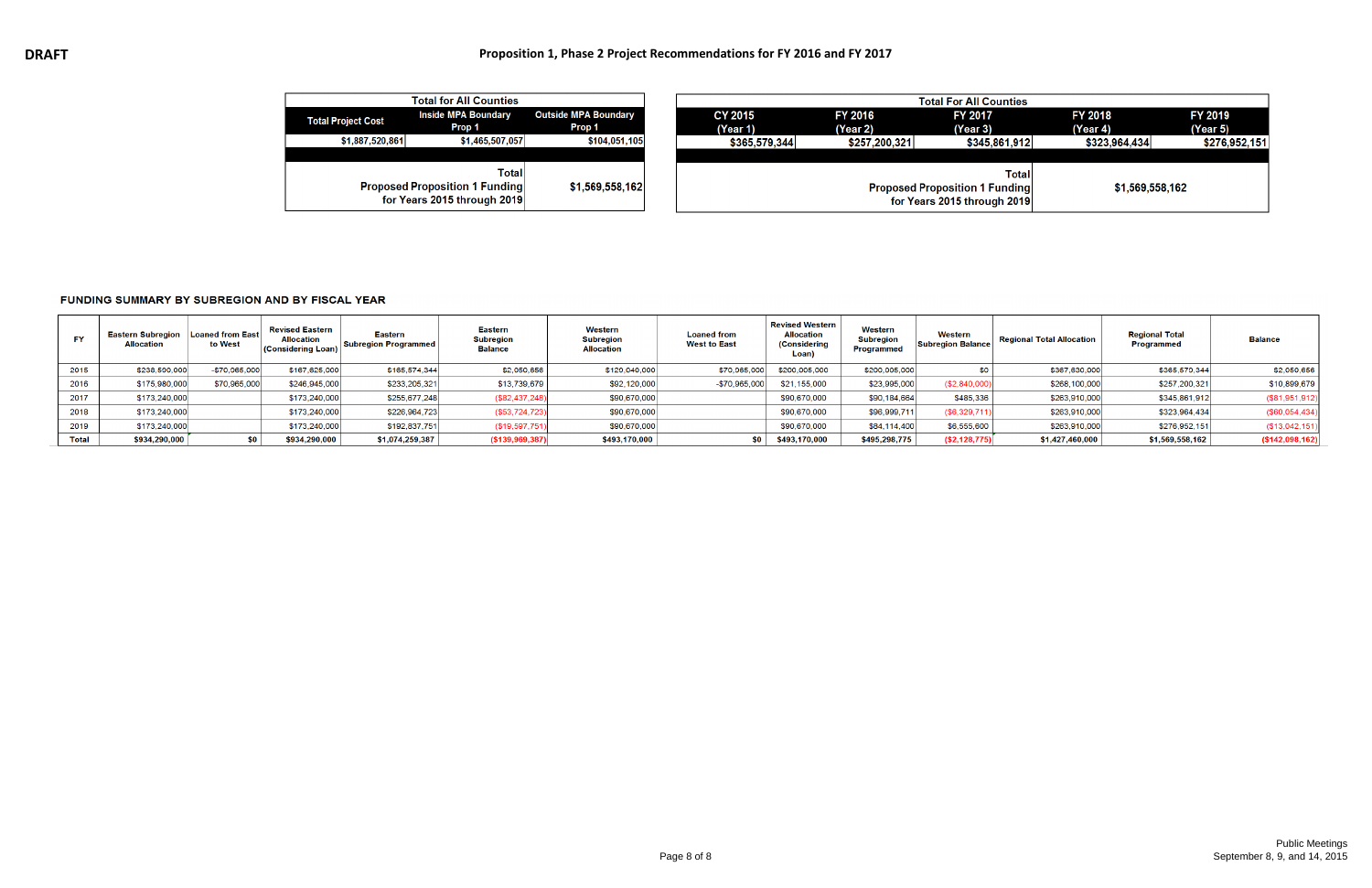**DRAFT**

## Proposition 1, Phase 2 Project Recommendations for FY 2016 and FY 2017

| Total for All Counties | | |
|---|---|---|
| Total Project Cost | Inside MPA Boundary Prop 1 | Outside MPA Boundary Prop 1 |
| $1,887,520,861 | $1,465,507,057 | $104,051,105 |
| | Total Proposed Proposition 1 Funding for Years 2015 through 2019 | $1,569,558,162 |

| Total For All Counties | | | | |
|---|---|---|---|---|
| CY 2015 (Year 1) | FY 2016 (Year 2) | FY 2017 (Year 3) | FY 2018 (Year 4) | FY 2019 (Year 5) |
| $365,579,344 | $257,200,321 | $345,861,912 | $323,964,434 | $276,952,151 |
| | | Total Proposed Proposition 1 Funding for Years 2015 through 2019 | $1,569,558,162 | |

### FUNDING SUMMARY BY SUBREGION AND BY FISCAL YEAR

| FY | Eastern Subregion Allocation | Loaned from East to West | Revised Eastern Allocation (Considering Loan) | Eastern Subregion Programmed | Eastern Subregion Balance | Western Subregion Allocation | Loaned from West to East | Revised Western Allocation (Considering Loan) | Western Subregion Programmed | Western Subregion Balance | Regional Total Allocation | Regional Total Programmed | Balance |
|---|---|---|---|---|---|---|---|---|---|---|---|---|---|
| 2015 | $238,590,000 | -$70,965,000 | $167,625,000 | $165,574,344 | $2,050,656 | $129,040,000 | $70,965,000 | $200,005,000 | $200,005,000 | $0 | $367,630,000 | $365,579,344 | $2,050,656 |
| 2016 | $175,980,000 | $70,965,000 | $246,945,000 | $233,205,321 | $13,739,679 | $92,120,000 | -$70,965,000 | $21,155,000 | $23,995,000 | ($2,840,000) | $268,100,000 | $257,200,321 | $10,899,679 |
| 2017 | $173,240,000 | | $173,240,000 | $255,677,248 | ($82,437,248) | $90,670,000 | | $90,670,000 | $90,184,664 | $485,336 | $263,910,000 | $345,861,912 | ($81,951,912) |
| 2018 | $173,240,000 | | $173,240,000 | $226,964,723 | ($53,724,723) | $90,670,000 | | $90,670,000 | $96,999,711 | ($6,329,711) | $263,910,000 | $323,964,434 | ($60,054,434) |
| 2019 | $173,240,000 | | $173,240,000 | $192,837,751 | ($19,597,751) | $90,670,000 | | $90,670,000 | $84,114,400 | $6,555,600 | $263,910,000 | $276,952,151 | ($13,042,151) |
| Total | $934,290,000 | $0 | $934,290,000 | $1,074,259,387 | ($139,969,387) | $493,170,000 | $0 | $493,170,000 | $495,298,775 | ($2,128,775) | $1,427,460,000 | $1,569,558,162 | ($142,098,162) |

Public Meetings
September 8, 9, and 14, 2015